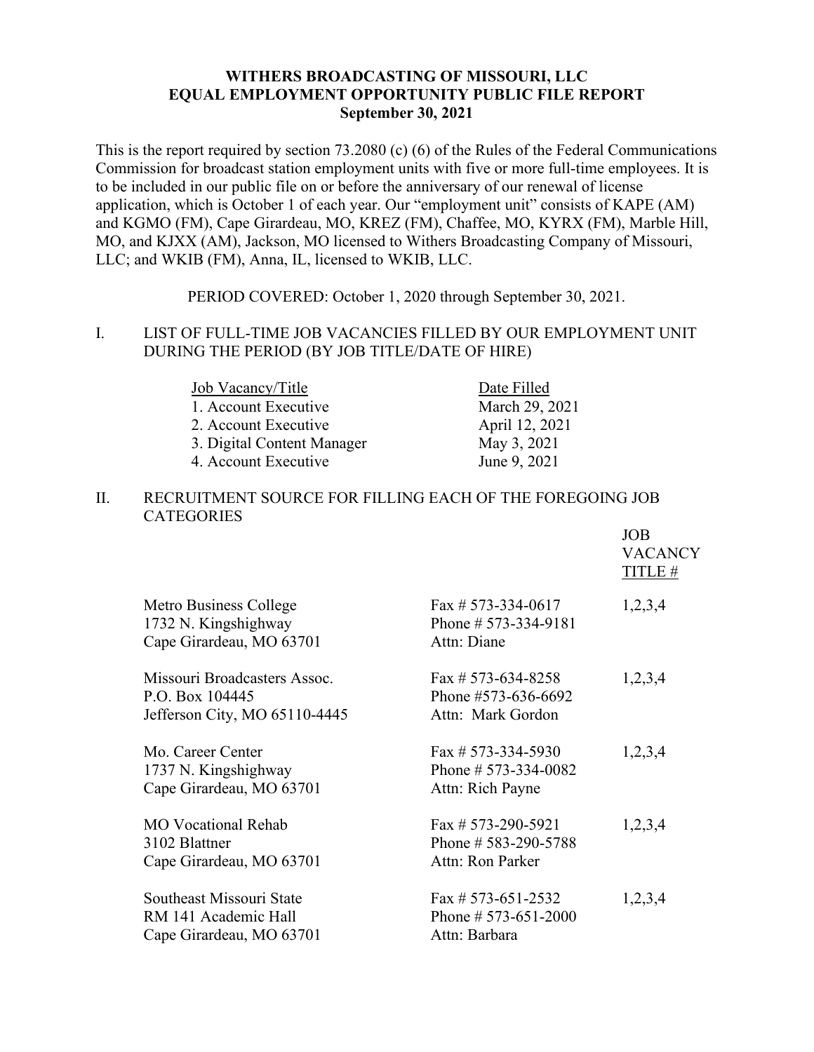**WITHERS BROADCASTING OF MISSOURI, LLC**
**EQUAL EMPLOYMENT OPPORTUNITY PUBLIC FILE REPORT**
**September 30, 2021**

This is the report required by section 73.2080 (c) (6) of the Rules of the Federal Communications Commission for broadcast station employment units with five or more full-time employees. It is to be included in our public file on or before the anniversary of our renewal of license application, which is October 1 of each year. Our "employment unit" consists of KAPE (AM) and KGMO (FM), Cape Girardeau, MO, KREZ (FM), Chaffee, MO, KYRX (FM), Marble Hill, MO, and KJXX (AM), Jackson, MO licensed to Withers Broadcasting Company of Missouri, LLC; and WKIB (FM), Anna, IL, licensed to WKIB, LLC.

PERIOD COVERED: October 1, 2020 through September 30, 2021.

I. LIST OF FULL-TIME JOB VACANCIES FILLED BY OUR EMPLOYMENT UNIT DURING THE PERIOD (BY JOB TITLE/DATE OF HIRE)

| Job Vacancy/Title | Date Filled |
|---|---|
| 1. Account Executive | March 29, 2021 |
| 2. Account Executive | April 12, 2021 |
| 3. Digital Content Manager | May 3, 2021 |
| 4. Account Executive | June 9, 2021 |

II. RECRUITMENT SOURCE FOR FILLING EACH OF THE FOREGOING JOB CATEGORIES

| | | JOB VACANCY TITLE # |
|---|---|---|
| Metro Business College<br>1732 N. Kingshighway<br>Cape Girardeau, MO 63701 | Fax # 573-334-0617<br>Phone # 573-334-9181<br>Attn: Diane | 1,2,3,4 |
| Missouri Broadcasters Assoc.<br>P.O. Box 104445<br>Jefferson City, MO 65110-4445 | Fax # 573-634-8258<br>Phone #573-636-6692<br>Attn: Mark Gordon | 1,2,3,4 |
| Mo. Career Center<br>1737 N. Kingshighway<br>Cape Girardeau, MO 63701 | Fax # 573-334-5930<br>Phone # 573-334-0082<br>Attn: Rich Payne | 1,2,3,4 |
| MO Vocational Rehab<br>3102 Blattner<br>Cape Girardeau, MO 63701 | Fax # 573-290-5921<br>Phone # 583-290-5788<br>Attn: Ron Parker | 1,2,3,4 |
| Southeast Missouri State<br>RM 141 Academic Hall<br>Cape Girardeau, MO 63701 | Fax # 573-651-2532<br>Phone # 573-651-2000<br>Attn: Barbara | 1,2,3,4 |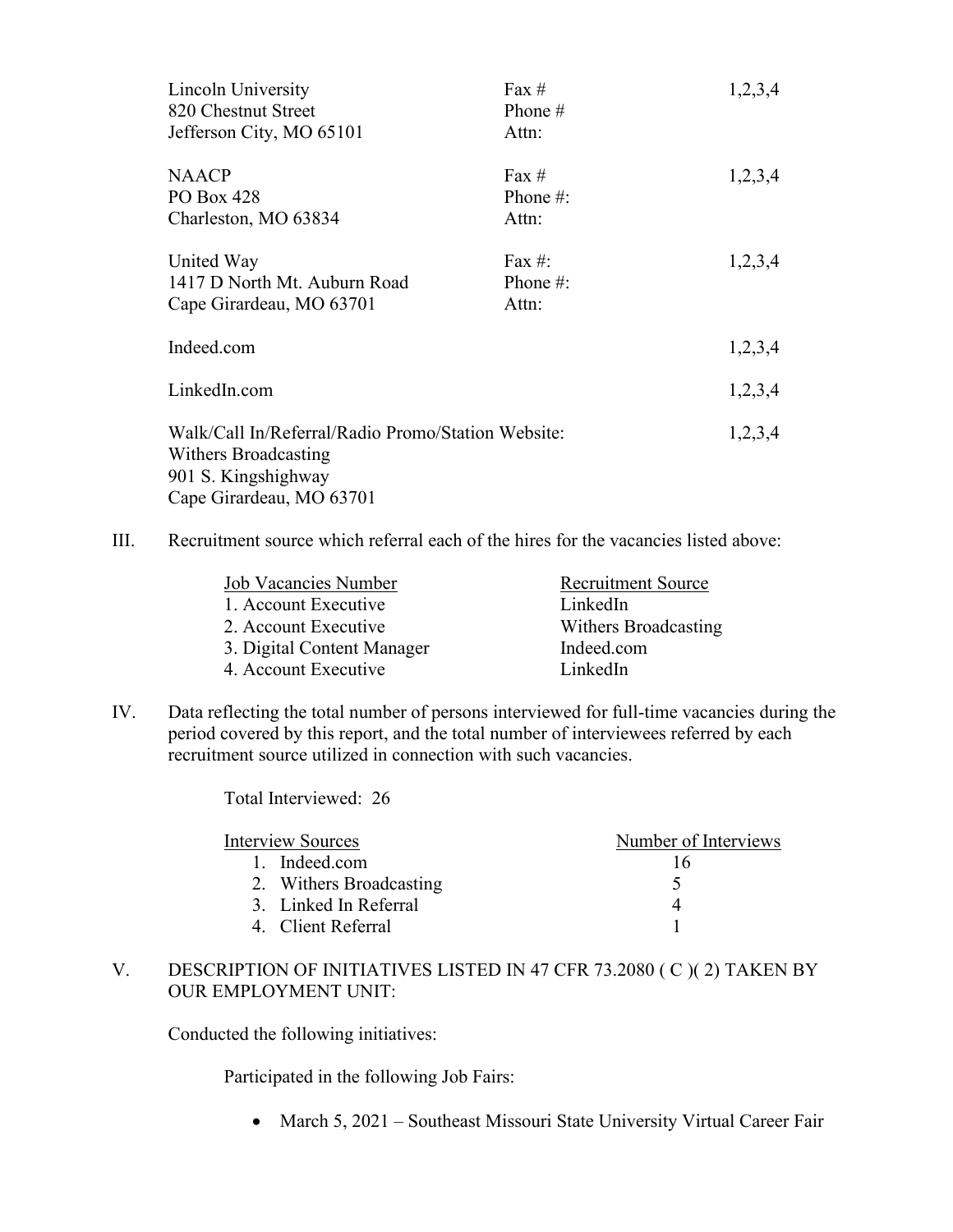| | | |
|---|---|---|
| Lincoln University<br>820 Chestnut Street<br>Jefferson City, MO 65101 | Fax #<br>Phone #<br>Attn: | 1,2,3,4 |
| NAACP<br>PO Box 428<br>Charleston, MO 63834 | Fax #<br>Phone #:<br>Attn: | 1,2,3,4 |
| United Way<br>1417 D North Mt. Auburn Road<br>Cape Girardeau, MO 63701 | Fax #:<br>Phone #:<br>Attn: | 1,2,3,4 |
| Indeed.com | | 1,2,3,4 |
| LinkedIn.com | | 1,2,3,4 |
| Walk/Call In/Referral/Radio Promo/Station Website:<br>Withers Broadcasting<br>901 S. Kingshighway<br>Cape Girardeau, MO 63701 | | 1,2,3,4 |

III. Recruitment source which referral each of the hires for the vacancies listed above:

| Job Vacancies Number | Recruitment Source |
|---|---|
| 1. Account Executive | LinkedIn |
| 2. Account Executive | Withers Broadcasting |
| 3. Digital Content Manager | Indeed.com |
| 4. Account Executive | LinkedIn |

IV. Data reflecting the total number of persons interviewed for full-time vacancies during the period covered by this report, and the total number of interviewees referred by each recruitment source utilized in connection with such vacancies.

Total Interviewed: 26

| Interview Sources | Number of Interviews |
|---|---|
| 1. Indeed.com | 16 |
| 2. Withers Broadcasting | 5 |
| 3. Linked In Referral | 4 |
| 4. Client Referral | 1 |

V. DESCRIPTION OF INITIATIVES LISTED IN 47 CFR 73.2080 ( C )( 2) TAKEN BY OUR EMPLOYMENT UNIT:

Conducted the following initiatives:

Participated in the following Job Fairs:

- March 5, 2021 – Southeast Missouri State University Virtual Career Fair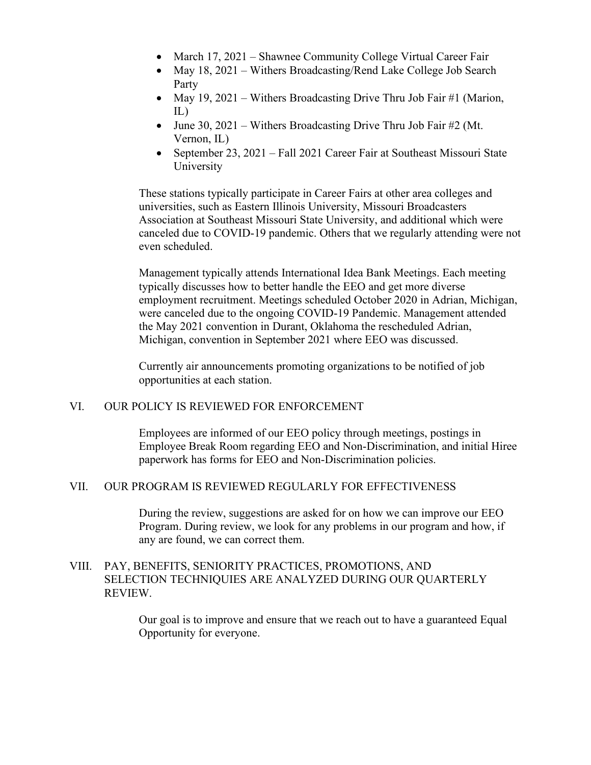- March 17, 2021 – Shawnee Community College Virtual Career Fair
- May 18, 2021 – Withers Broadcasting/Rend Lake College Job Search Party
- May 19, 2021 – Withers Broadcasting Drive Thru Job Fair #1 (Marion, IL)
- June 30, 2021 – Withers Broadcasting Drive Thru Job Fair #2 (Mt. Vernon, IL)
- September 23, 2021 – Fall 2021 Career Fair at Southeast Missouri State University

These stations typically participate in Career Fairs at other area colleges and universities, such as Eastern Illinois University, Missouri Broadcasters Association at Southeast Missouri State University, and additional which were canceled due to COVID-19 pandemic. Others that we regularly attending were not even scheduled.

Management typically attends International Idea Bank Meetings. Each meeting typically discusses how to better handle the EEO and get more diverse employment recruitment. Meetings scheduled October 2020 in Adrian, Michigan, were canceled due to the ongoing COVID-19 Pandemic. Management attended the May 2021 convention in Durant, Oklahoma the rescheduled Adrian, Michigan, convention in September 2021 where EEO was discussed.

Currently air announcements promoting organizations to be notified of job opportunities at each station.

## VI. OUR POLICY IS REVIEWED FOR ENFORCEMENT

Employees are informed of our EEO policy through meetings, postings in Employee Break Room regarding EEO and Non-Discrimination, and initial Hiree paperwork has forms for EEO and Non-Discrimination policies.

## VII. OUR PROGRAM IS REVIEWED REGULARLY FOR EFFECTIVENESS

During the review, suggestions are asked for on how we can improve our EEO Program. During review, we look for any problems in our program and how, if any are found, we can correct them.

## VIII. PAY, BENEFITS, SENIORITY PRACTICES, PROMOTIONS, AND SELECTION TECHNIQUIES ARE ANALYZED DURING OUR QUARTERLY REVIEW.

Our goal is to improve and ensure that we reach out to have a guaranteed Equal Opportunity for everyone.